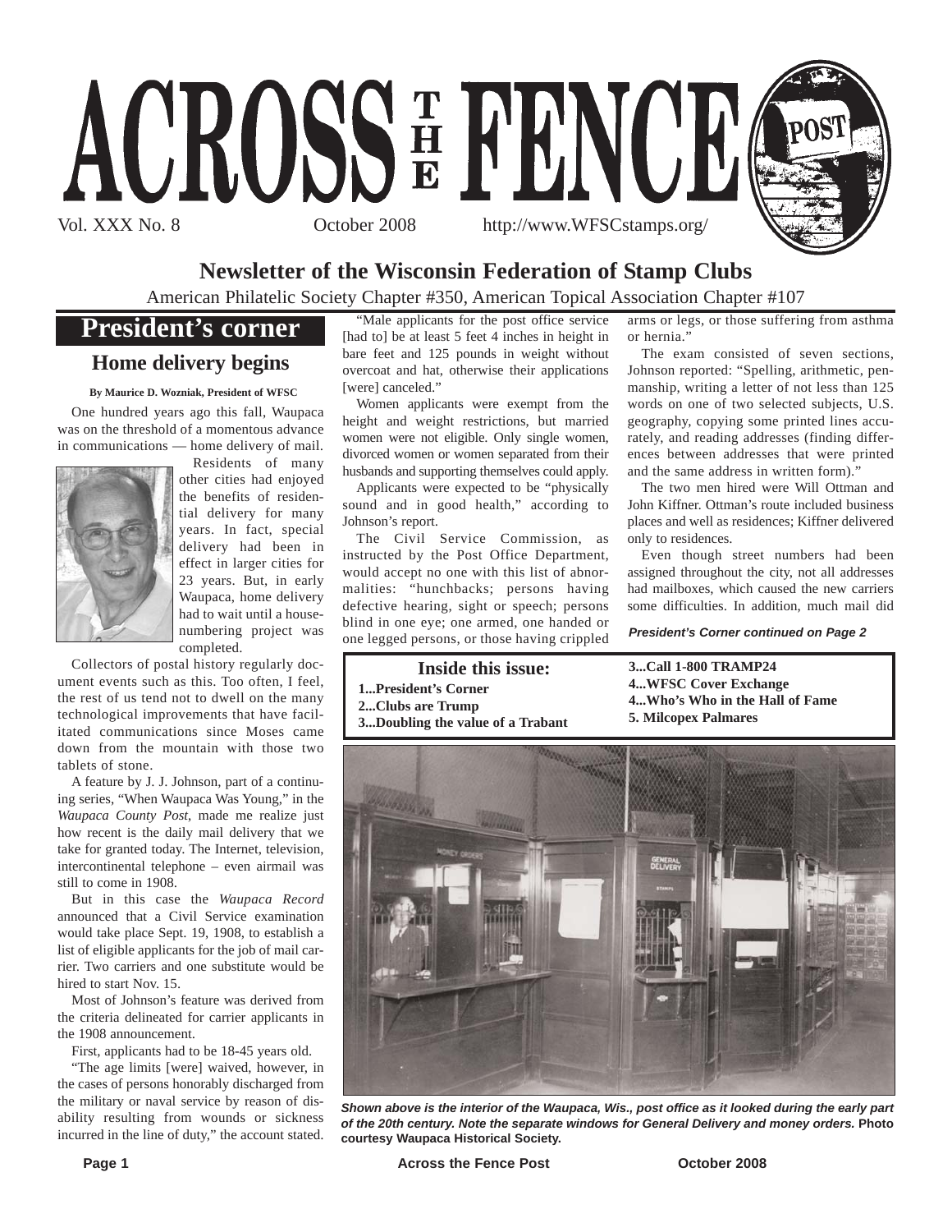# ACROSS THE FENCE POST

Vol. XXX No. 8 October 2008 http://www.WFSCstamps.org/

## Newsletter of the Wisconsin Federation of Stamp Clubs

American Philatelic Society Chapter #350, American Topical Association Chapter #107

## President's corner

### Home delivery begins

**By Maurice D. Wozniak, President of WFSC**

One hundred years ago this fall, Waupaca was on the threshold of a momentous advance in communications — home delivery of mail.

Residents of many other cities had enjoyed the benefits of residential delivery for many years. In fact, special delivery had been in effect in larger cities for 23 years. But, in early Waupaca, home delivery had to wait until a house-numbering project was completed.

Collectors of postal history regularly document events such as this. Too often, I feel, the rest of us tend not to dwell on the many technological improvements that have facilitated communications since Moses came down from the mountain with those two tablets of stone.

A feature by J. J. Johnson, part of a continuing series, "When Waupaca Was Young," in the *Waupaca County Post*, made me realize just how recent is the daily mail delivery that we take for granted today. The Internet, television, intercontinental telephone – even airmail was still to come in 1908.

But in this case the *Waupaca Record* announced that a Civil Service examination would take place Sept. 19, 1908, to establish a list of eligible applicants for the job of mail carrier. Two carriers and one substitute would be hired to start Nov. 15.

Most of Johnson's feature was derived from the criteria delineated for carrier applicants in the 1908 announcement.

First, applicants had to be 18-45 years old.

"The age limits [were] waived, however, in the cases of persons honorably discharged from the military or naval service by reason of disability resulting from wounds or sickness incurred in the line of duty," the account stated.

"Male applicants for the post office service [had to] be at least 5 feet 4 inches in height in bare feet and 125 pounds in weight without overcoat and hat, otherwise their applications [were] canceled."

Women applicants were exempt from the height and weight restrictions, but married women were not eligible. Only single women, divorced women or women separated from their husbands and supporting themselves could apply.

Applicants were expected to be "physically sound and in good health," according to Johnson's report.

The Civil Service Commission, as instructed by the Post Office Department, would accept no one with this list of abnormalities: "hunchbacks; persons having defective hearing, sight or speech; persons blind in one eye; one armed, one handed or one legged persons, or those having crippled arms or legs, or those suffering from asthma or hernia."

The exam consisted of seven sections, Johnson reported: "Spelling, arithmetic, penmanship, writing a letter of not less than 125 words on one of two selected subjects, U.S. geography, copying some printed lines accurately, and reading addresses (finding differences between addresses that were printed and the same address in written form)."

The two men hired were Will Ottman and John Kiffner. Ottman's route included business places and well as residences; Kiffner delivered only to residences.

Even though street numbers had been assigned throughout the city, not all addresses had mailboxes, which caused the new carriers some difficulties. In addition, much mail did

***President's Corner continued on Page 2***

**Inside this issue:**

- **1...President's Corner**
- **2...Clubs are Trump**
- **3...Doubling the value of a Trabant**
- **3...Call 1-800 TRAMP24**
- **4...WFSC Cover Exchange**
- **4...Who's Who in the Hall of Fame**
- **5. Milcopex Palmares**

***Shown above is the interior of the Waupaca, Wis., post office as it looked during the early part of the 20th century. Note the separate windows for General Delivery and money orders.*** **Photo courtesy Waupaca Historical Society.**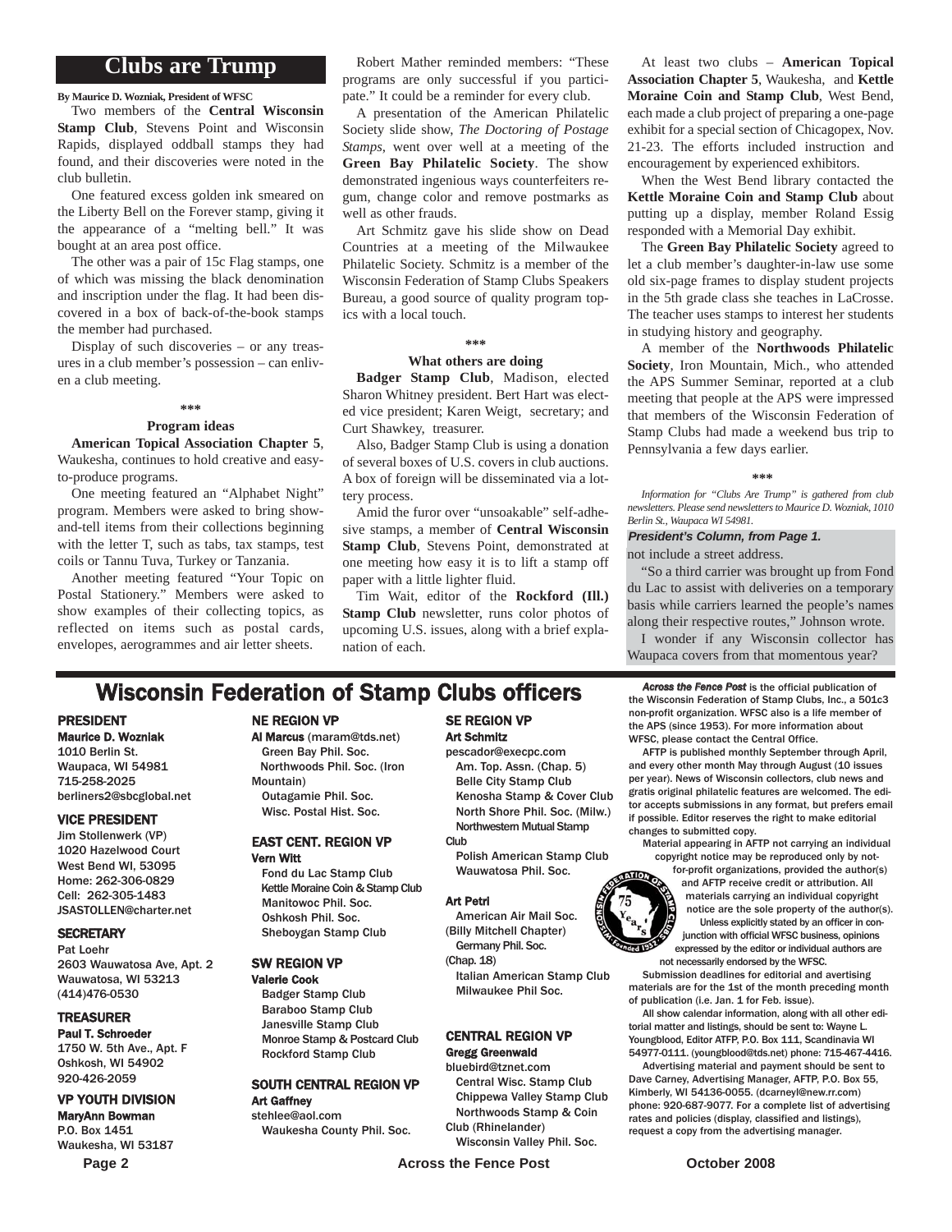# Clubs are Trump

**By Maurice D. Wozniak, President of WFSC**

Two members of the **Central Wisconsin Stamp Club**, Stevens Point and Wisconsin Rapids, displayed oddball stamps they had found, and their discoveries were noted in the club bulletin.

One featured excess golden ink smeared on the Liberty Bell on the Forever stamp, giving it the appearance of a "melting bell." It was bought at an area post office.

The other was a pair of 15c Flag stamps, one of which was missing the black denomination and inscription under the flag. It had been discovered in a box of back-of-the-book stamps the member had purchased.

Display of such discoveries – or any treasures in a club member's possession – can enliven a club meeting.

\*\*\*

### Program ideas

**American Topical Association Chapter 5**, Waukesha, continues to hold creative and easy-to-produce programs.

One meeting featured an "Alphabet Night" program. Members were asked to bring show-and-tell items from their collections beginning with the letter T, such as tabs, tax stamps, test coils or Tannu Tuva, Turkey or Tanzania.

Another meeting featured "Your Topic on Postal Stationery." Members were asked to show examples of their collecting topics, as reflected on items such as postal cards, envelopes, aerogrammes and air letter sheets.

Robert Mather reminded members: "These programs are only successful if you participate." It could be a reminder for every club.

A presentation of the American Philatelic Society slide show, *The Doctoring of Postage Stamps*, went over well at a meeting of the **Green Bay Philatelic Society**. The show demonstrated ingenious ways counterfeiters regum, change color and remove postmarks as well as other frauds.

Art Schmitz gave his slide show on Dead Countries at a meeting of the Milwaukee Philatelic Society. Schmitz is a member of the Wisconsin Federation of Stamp Clubs Speakers Bureau, a good source of quality program topics with a local touch.

\*\*\*

### What others are doing

**Badger Stamp Club**, Madison, elected Sharon Whitney president. Bert Hart was elected vice president; Karen Weigt, secretary; and Curt Shawkey, treasurer.

Also, Badger Stamp Club is using a donation of several boxes of U.S. covers in club auctions. A box of foreign will be disseminated via a lottery process.

Amid the furor over "unsoakable" self-adhesive stamps, a member of **Central Wisconsin Stamp Club**, Stevens Point, demonstrated at one meeting how easy it is to lift a stamp off paper with a little lighter fluid.

Tim Wait, editor of the **Rockford (Ill.) Stamp Club** newsletter, runs color photos of upcoming U.S. issues, along with a brief explanation of each.

At least two clubs – **American Topical Association Chapter 5**, Waukesha, and **Kettle Moraine Coin and Stamp Club**, West Bend, each made a club project of preparing a one-page exhibit for a special section of Chicagopex, Nov. 21-23. The efforts included instruction and encouragement by experienced exhibitors.

When the West Bend library contacted the **Kettle Moraine Coin and Stamp Club** about putting up a display, member Roland Essig responded with a Memorial Day exhibit.

The **Green Bay Philatelic Society** agreed to let a club member's daughter-in-law use some old six-page frames to display student projects in the 5th grade class she teaches in LaCrosse. The teacher uses stamps to interest her students in studying history and geography.

A member of the **Northwoods Philatelic Society**, Iron Mountain, Mich., who attended the APS Summer Seminar, reported at a club meeting that people at the APS were impressed that members of the Wisconsin Federation of Stamp Clubs had made a weekend bus trip to Pennsylvania a few days earlier.

\*\*\*

*Information for "Clubs Are Trump" is gathered from club newsletters. Please send newsletters to Maurice D. Wozniak, 1010 Berlin St., Waupaca WI 54981.*

***President's Column, from Page 1.***

not include a street address.

"So a third carrier was brought up from Fond du Lac to assist with deliveries on a temporary basis while carriers learned the people's names along their respective routes," Johnson wrote.

I wonder if any Wisconsin collector has Waupaca covers from that momentous year?

# Wisconsin Federation of Stamp Clubs officers

**PRESIDENT**
**Maurice D. Wozniak**
1010 Berlin St.
Waupaca, WI 54981
715-258-2025
berliners2@sbcglobal.net

**VICE PRESIDENT**
Jim Stollenwerk (VP)
1020 Hazelwood Court
West Bend WI, 53095
Home: 262-306-0829
Cell: 262-305-1483
JSASTOLLEN@charter.net

**SECRETARY**
Pat Loehr
2603 Wauwatosa Ave, Apt. 2
Wauwatosa, WI 53213
(414)476-0530

**TREASURER**
**Paul T. Schroeder**
1750 W. 5th Ave., Apt. F
Oshkosh, WI 54902
920-426-2059

**VP YOUTH DIVISION**
**MaryAnn Bowman**
P.O. Box 1451
Waukesha, WI 53187

**NE REGION VP**
**Al Marcus** (maram@tds.net)
Green Bay Phil. Soc.
Northwoods Phil. Soc. (Iron Mountain)
Outagamie Phil. Soc.
Wisc. Postal Hist. Soc.

**EAST CENT. REGION VP**
**Vern Witt**
Fond du Lac Stamp Club
Kettle Moraine Coin & Stamp Club
Manitowoc Phil. Soc.
Oshkosh Phil. Soc.
Sheboygan Stamp Club

**SW REGION VP**
**Valerie Cook**
Badger Stamp Club
Baraboo Stamp Club
Janesville Stamp Club
Monroe Stamp & Postcard Club
Rockford Stamp Club

**SOUTH CENTRAL REGION VP**
**Art Gaffney**
stehlee@aol.com
Waukesha County Phil. Soc.

**SE REGION VP**
**Art Schmitz**
pescador@execpc.com
Am. Top. Assn. (Chap. 5)
Belle City Stamp Club
Kenosha Stamp & Cover Club
North Shore Phil. Soc. (Milw.)
Northwestern Mutual Stamp Club
Polish American Stamp Club
Wauwatosa Phil. Soc.

**Art Petri**
American Air Mail Soc. (Billy Mitchell Chapter)
Germany Phil. Soc. (Chap. 18)
Italian American Stamp Club
Milwaukee Phil Soc.

**CENTRAL REGION VP**
**Gregg Greenwald**
bluebird@tznet.com
Central Wisc. Stamp Club
Chippewa Valley Stamp Club
Northwoods Stamp & Coin Club (Rhinelander)
Wisconsin Valley Phil. Soc.

***Across the Fence Post*** is the official publication of the Wisconsin Federation of Stamp Clubs, Inc., a 501c3 non-profit organization. WFSC also is a life member of the APS (since 1953). For more information about WFSC, please contact the Central Office.

AFTP is published monthly September through April, and every other month May through August (10 issues per year). News of Wisconsin collectors, club news and gratis original philatelic features are welcomed. The editor accepts submissions in any format, but prefers email if possible. Editor reserves the right to make editorial changes to submitted copy.

Material appearing in AFTP not carrying an individual copyright notice may be reproduced only by not-for-profit organizations, provided the author(s) and AFTP receive credit or attribution. All materials carrying an individual copyright notice are the sole property of the author(s).

Unless explicitly stated by an officer in conjunction with official WFSC business, opinions expressed by the editor or individual authors are not necessarily endorsed by the WFSC.

Submission deadlines for editorial and avertising materials are for the 1st of the month preceding month of publication (i.e. Jan. 1 for Feb. issue).

All show calendar information, along with all other editorial matter and listings, should be sent to: Wayne L. Youngblood, Editor ATFP, P.O. Box 111, Scandinavia WI 54977-0111. (youngblood@tds.net) phone: 715-467-4416.

Advertising material and payment should be sent to Dave Carney, Advertising Manager, AFTP, P.O. Box 55, Kimberly, WI 54136-0055. (dcarneyl@new.rr.com) phone: 920-687-9077. For a complete list of advertising rates and policies (display, classified and listings), request a copy from the advertising manager.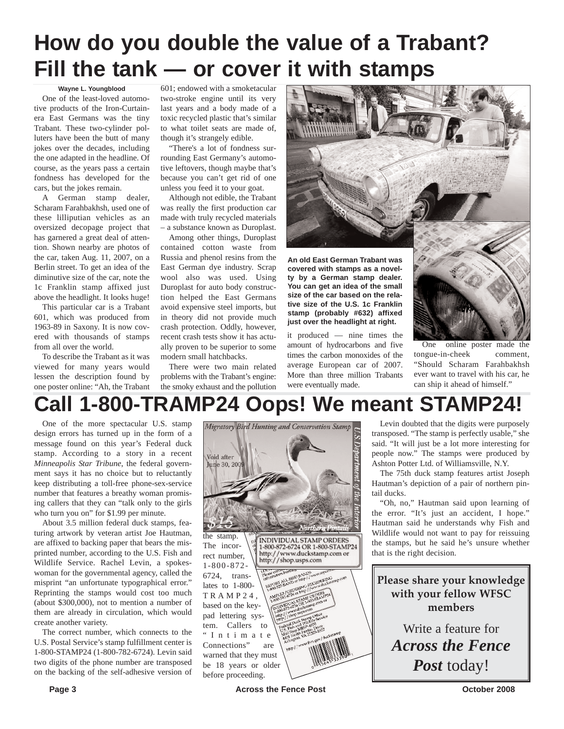# How do you double the value of a Trabant? Fill the tank — or cover it with stamps

**Wayne L. Youngblood**

One of the least-loved automotive products of the Iron-Curtain-era East Germans was the tiny Trabant. These two-cylinder polluters have been the butt of many jokes over the decades, including the one adapted in the headline. Of course, as the years pass a certain fondness has developed for the cars, but the jokes remain.

A German stamp dealer, Scharam Farahbakhsh, used one of these lilliputian vehicles as an oversized decopage project that has garnered a great deal of attention. Shown nearby are photos of the car, taken Aug. 11, 2007, on a Berlin street. To get an idea of the diminutive size of the car, note the 1c Franklin stamp affixed just above the headlight. It looks huge!

This particular car is a Trabant 601, which was produced from 1963-89 in Saxony. It is now covered with thousands of stamps from all over the world.

To describe the Trabant as it was viewed for many years would lessen the description found by one poster online: "Ah, the Trabant 601; endowed with a smoketacular two-stroke engine until its very last years and a body made of a toxic recycled plastic that's similar to what toilet seats are made of, though it's strangely edible.

"There's a lot of fondness surrounding East Germany's automotive leftovers, though maybe that's because you can't get rid of one unless you feed it to your goat.

Although not edible, the Trabant was really the first production car made with truly recycled materials – a substance known as Duroplast.

Among other things, Duroplast contained cotton waste from Russia and phenol resins from the East German dye industry. Scrap wool also was used. Using Duroplast for auto body construction helped the East Germans avoid expensive steel imports, but in theory did not provide much crash protection. Oddly, however, recent crash tests show it has actually proven to be superior to some modern small hatchbacks.

There were two main related problems with the Trabant's engine: the smoky exhaust and the pollution it produced — nine times the amount of hydrocarbons and five times the carbon monoxides of the average European car of 2007. More than three million Trabants were eventually made.

**An old East German Trabant was covered with stamps as a novelty by a German stamp dealer. You can get an idea of the small size of the car based on the relative size of the U.S. 1c Franklin stamp (probably #632) affixed just over the headlight at right.**

One online poster made the tongue-in-cheek comment, "Should Scharam Farahbakhsh ever want to travel with his car, he can ship it ahead of himself."

# Call 1-800-TRAMP24 Oops! We meant STAMP24!

One of the more spectacular U.S. stamp design errors has turned up in the form of a message found on this year's Federal duck stamp. According to a story in a recent *Minneapolis Star Tribune*, the federal government says it has no choice but to reluctantly keep distributing a toll-free phone-sex-service number that features a breathy woman promising callers that they can "talk only to the girls who turn you on" for $1.99 per minute.

About 3.5 million federal duck stamps, featuring artwork by veteran artist Joe Hautman, are affixed to backing paper that bears the misprinted number, according to the U.S. Fish and Wildlife Service. Rachel Levin, a spokeswoman for the governmental agency, called the misprint "an unfortunate typographical error." Reprinting the stamps would cost too much (about $300,000), not to mention a number of them are already in circulation, which would create another variety.

The correct number, which connects to the U.S. Postal Service's stamp fulfillment center is 1-800-STAMP24 (1-800-782-6724). Levin said two digits of the phone number are transposed on the backing of the self-adhesive version of the stamp. The incorrect number, 1-800-872-6724, translates to 1-800-TRAMP24, based on the keypad lettering system. Callers to "Intimate Connections" are warned that they must be 18 years or older before proceeding.

Levin doubted that the digits were purposely transposed. "The stamp is perfectly usable," she said. "It will just be a lot more interesting for people now." The stamps were produced by Ashton Potter Ltd. of Williamsville, N.Y.

The 75th duck stamp features artist Joseph Hautman's depiction of a pair of northern pintail ducks.

"Oh, no," Hautman said upon learning of the error. "It's just an accident, I hope." Hautman said he understands why Fish and Wildlife would not want to pay for reissuing the stamps, but he said he's unsure whether that is the right decision.

**Please share your knowledge with your fellow WFSC members**

Write a feature for ***Across the Fence Post*** today!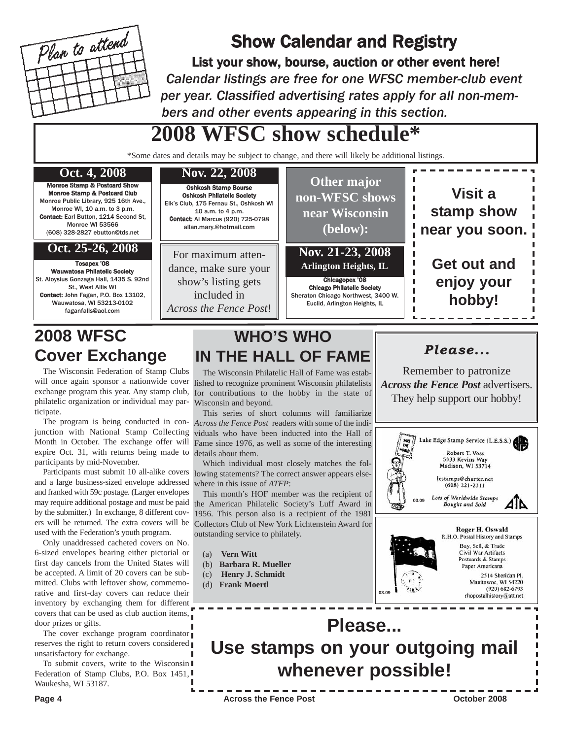Plan to attend

# Show Calendar and Registry

**List your show, bourse, auction or other event here!**

*Calendar listings are free for one WFSC member-club event per year. Classified advertising rates apply for all non-members and other events appearing in this section.*

## 2008 WFSC show schedule*

*Some dates and details may be subject to change, and there will likely be additional listings.

**Oct. 4, 2008**

**Monroe Stamp & Postcard Show**
**Monroe Stamp & Postcard Club**
Monroe Public Library, 925 16th Ave., Monroe WI, 10 a.m. to 3 p.m.
**Contact:** Earl Button, 1214 Second St, Monroe WI 53566
(608) 328-2827 ebutton@tds.net

**Oct. 25-26, 2008**

**Tosapex '08**
**Wauwatosa Philatelic Society**
St. Aloysius Gonzaga Hall, 1435 S. 92nd St., West Allis WI
**Contact:** John Fagan, P.O. Box 13102, Wauwatosa, WI 53213-0102
faganfalls@aol.com

**Nov. 22, 2008**

**Oshkosh Stamp Bourse**
**Oshkosh Philatelic Society**
Elk's Club, 175 Fernau St., Oshkosh WI
10 a.m. to 4 p.m.
**Contact:** Al Marcus (920) 725-0798
allan.mary@hotmail.com

For maximum attendance, make sure your show's listing gets included in *Across the Fence Post*!

**Other major non-WFSC shows near Wisconsin (below):**

**Nov. 21-23, 2008**
**Arlington Heights, IL**

**Chicagopex '08**
**Chicago Philatelic Society**
Sheraton Chicago Northwest, 3400 W. Euclid, Arlington Heights, IL

**Visit a stamp show near you soon.**

**Get out and enjoy your hobby!**

## 2008 WFSC Cover Exchange

The Wisconsin Federation of Stamp Clubs will once again sponsor a nationwide cover exchange program this year. Any stamp club, philatelic organization or individual may participate.

The program is being conducted in conjunction with National Stamp Collecting Month in October. The exchange offer will expire Oct. 31, with returns being made to participants by mid-November.

Participants must submit 10 all-alike covers and a large business-sized envelope addressed and franked with 59c postage. (Larger envelopes may require additional postage and must be paid by the submitter.) In exchange, 8 different covers will be returned. The extra covers will be used with the Federation's youth program.

Only unaddressed cacheted covers on No. 6-sized envelopes bearing either pictorial or first day cancels from the United States will be accepted. A limit of 20 covers can be submitted. Clubs with leftover show, commemorative and first-day covers can reduce their inventory by exchanging them for different covers that can be used as club auction items, door prizes or gifts.

The cover exchange program coordinator reserves the right to return covers considered unsatisfactory for exchange.

To submit covers, write to the Wisconsin Federation of Stamp Clubs, P.O. Box 1451, Waukesha, WI 53187.

## WHO'S WHO IN THE HALL OF FAME

The Wisconsin Philatelic Hall of Fame was established to recognize prominent Wisconsin philatelists for contributions to the hobby in the state of Wisconsin and beyond.

This series of short columns will familiarize *Across the Fence Post* readers with some of the individuals who have been inducted into the Hall of Fame since 1976, as well as some of the interesting details about them.

Which individual most closely matches the following statements? The correct answer appears elsewhere in this issue of *ATFP*:

This month's HOF member was the recipient of the American Philatelic Society's Luff Award in 1956. This person also is a recipient of the 1981 Collectors Club of New York Lichtenstein Award for outstanding service to philately.

(a) **Vern Witt**
(b) **Barbara R. Mueller**
(c) **Henry J. Schmidt**
(d) **Frank Moertl**

***Please...***

Remember to patronize ***Across the Fence Post*** advertisers. They help support our hobby!

Lake Edge Stamp Service (L.E.S.S.)
Robert T. Voss
5333 Kevins Way
Madison, WI 53714
lestamps@charter.net
(608) 221-2311
*Lots of Worldwide Stamps Bought and Sold*
03.09

**Roger H. Oswald**
R.H.O. Postal History and Stamps
Buy, Sell, & Trade
Civil War Artifacts
Postcards & Stamps
Paper Americana
2514 Sheridan Pl.
Manitowoc, WI 54220
(920) 682-6793
rhopostalhistory@att.net
03.09

**Please...**
**Use stamps on your outgoing mail whenever possible!**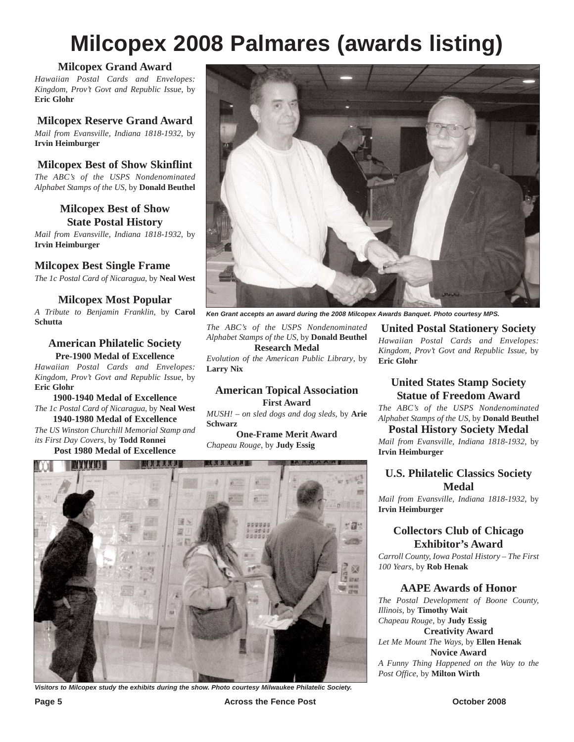# Milcopex 2008 Palmares (awards listing)

### Milcopex Grand Award

*Hawaiian Postal Cards and Envelopes: Kingdom, Prov't Govt and Republic Issue*, by **Eric Glohr**

### Milcopex Reserve Grand Award

*Mail from Evansville, Indiana 1818-1932*, by **Irvin Heimburger**

### Milcopex Best of Show Skinflint

*The ABC's of the USPS Nondenominated Alphabet Stamps of the US*, by **Donald Beuthel**

### Milcopex Best of Show State Postal History

*Mail from Evansville, Indiana 1818-1932*, by **Irvin Heimburger**

### Milcopex Best Single Frame

*The 1c Postal Card of Nicaragua*, by **Neal West**

### Milcopex Most Popular

*A Tribute to Benjamin Franklin*, by **Carol Schutta**

### American Philatelic Society

**Pre-1900 Medal of Excellence**

*Hawaiian Postal Cards and Envelopes: Kingdom, Prov't Govt and Republic Issue*, by **Eric Glohr**

**1900-1940 Medal of Excellence**

*The 1c Postal Card of Nicaragua*, by **Neal West**

**1940-1980 Medal of Excellence**

*The US Winston Churchill Memorial Stamp and its First Day Covers*, by **Todd Ronnei**

**Post 1980 Medal of Excellence**

*The ABC's of the USPS Nondenominated Alphabet Stamps of the US*, by **Donald Beuthel**

**Research Medal**

*Evolution of the American Public Library*, by **Larry Nix**

*Ken Grant accepts an award during the 2008 Milcopex Awards Banquet. Photo courtesy MPS.*

### American Topical Association

**First Award**

*MUSH! – on sled dogs and dog sleds*, by **Arie Schwarz**

**One-Frame Merit Award**

*Chapeau Rouge*, by **Judy Essig**

### United Postal Stationery Society

*Hawaiian Postal Cards and Envelopes: Kingdom, Prov't Govt and Republic Issue*, by **Eric Glohr**

### United States Stamp Society Statue of Freedom Award

*The ABC's of the USPS Nondenominated Alphabet Stamps of the US*, by **Donald Beuthel**

### Postal History Society Medal

*Mail from Evansville, Indiana 1818-1932*, by **Irvin Heimburger**

### U.S. Philatelic Classics Society Medal

*Mail from Evansville, Indiana 1818-1932*, by **Irvin Heimburger**

### Collectors Club of Chicago Exhibitor's Award

*Carroll County, Iowa Postal History – The First 100 Years*, by **Rob Henak**

### AAPE Awards of Honor

*The Postal Development of Boone County, Illinois*, by **Timothy Wait**

*Chapeau Rouge*, by **Judy Essig**

**Creativity Award**

*Let Me Mount The Ways*, by **Ellen Henak**

**Novice Award**

*A Funny Thing Happened on the Way to the Post Office*, by **Milton Wirth**

*Visitors to Milcopex study the exhibits during the show. Photo courtesy Milwaukee Philatelic Society.*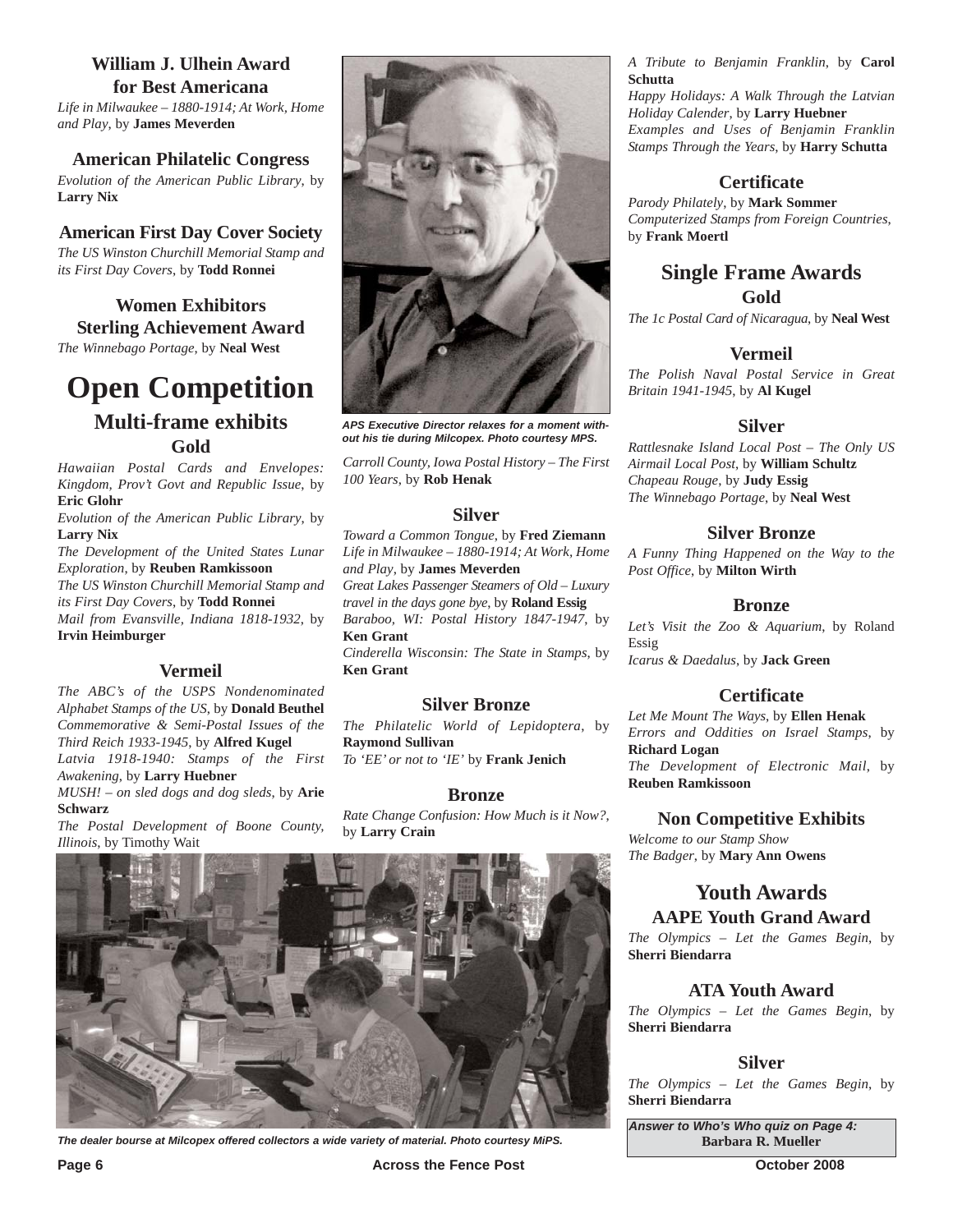### William J. Ulhein Award for Best Americana

*Life in Milwaukee – 1880-1914; At Work, Home and Play*, by **James Meverden**

### American Philatelic Congress

*Evolution of the American Public Library*, by **Larry Nix**

### American First Day Cover Society

*The US Winston Churchill Memorial Stamp and its First Day Covers*, by **Todd Ronnei**

### Women Exhibitors Sterling Achievement Award

*The Winnebago Portage*, by **Neal West**

# Open Competition

## Multi-frame exhibits

### Gold

*Hawaiian Postal Cards and Envelopes: Kingdom, Prov't Govt and Republic Issue*, by **Eric Glohr**

*Evolution of the American Public Library*, by **Larry Nix**

*The Development of the United States Lunar Exploration*, by **Reuben Ramkissoon**

*The US Winston Churchill Memorial Stamp and its First Day Covers*, by **Todd Ronnei**

*Mail from Evansville, Indiana 1818-1932*, by **Irvin Heimburger**

### Vermeil

*The ABC's of the USPS Nondenominated Alphabet Stamps of the US*, by **Donald Beuthel**

*Commemorative & Semi-Postal Issues of the Third Reich 1933-1945*, by **Alfred Kugel**

*Latvia 1918-1940: Stamps of the First Awakening*, by **Larry Huebner**

*MUSH! – on sled dogs and dog sleds*, by **Arie Schwarz**

*The Postal Development of Boone County, Illinois*, by Timothy Wait

*Carroll County, Iowa Postal History – The First 100 Years*, by **Rob Henak**

*APS Executive Director relaxes for a moment without his tie during Milcopex. Photo courtesy MPS.*

### Silver

*Toward a Common Tongue*, by **Fred Ziemann**

*Life in Milwaukee – 1880-1914; At Work, Home and Play*, by **James Meverden**

*Great Lakes Passenger Steamers of Old – Luxury travel in the days gone bye*, by **Roland Essig**

*Baraboo, WI: Postal History 1847-1947*, by **Ken Grant**

*Cinderella Wisconsin: The State in Stamps*, by **Ken Grant**

### Silver Bronze

*The Philatelic World of Lepidoptera*, by **Raymond Sullivan**

*To 'EE' or not to 'IE'* by **Frank Jenich**

### Bronze

*Rate Change Confusion: How Much is it Now?*, by **Larry Crain**

*The dealer bourse at Milcopex offered collectors a wide variety of material. Photo courtesy MiPS.*

*A Tribute to Benjamin Franklin*, by **Carol Schutta**

*Happy Holidays: A Walk Through the Latvian Holiday Calender*, by **Larry Huebner**

*Examples and Uses of Benjamin Franklin Stamps Through the Years*, by **Harry Schutta**

### Certificate

*Parody Philately*, by **Mark Sommer**

*Computerized Stamps from Foreign Countries*, by **Frank Moertl**

## Single Frame Awards

### Gold

*The 1c Postal Card of Nicaragua*, by **Neal West**

### Vermeil

*The Polish Naval Postal Service in Great Britain 1941-1945*, by **Al Kugel**

### Silver

*Rattlesnake Island Local Post – The Only US Airmail Local Post*, by **William Schultz**

*Chapeau Rouge*, by **Judy Essig**

*The Winnebago Portage*, by **Neal West**

### Silver Bronze

*A Funny Thing Happened on the Way to the Post Office*, by **Milton Wirth**

### Bronze

*Let's Visit the Zoo & Aquarium*, by Roland Essig

*Icarus & Daedalus*, by **Jack Green**

### Certificate

*Let Me Mount The Ways*, by **Ellen Henak**

*Errors and Oddities on Israel Stamps*, by **Richard Logan**

*The Development of Electronic Mail*, by **Reuben Ramkissoon**

### Non Competitive Exhibits

*Welcome to our Stamp Show*

*The Badger*, by **Mary Ann Owens**

## Youth Awards

### AAPE Youth Grand Award

*The Olympics – Let the Games Begin*, by **Sherri Biendarra**

### ATA Youth Award

*The Olympics – Let the Games Begin*, by **Sherri Biendarra**

### Silver

*The Olympics – Let the Games Begin*, by **Sherri Biendarra**

***Answer to Who's Who quiz on Page 4:***
**Barbara R. Mueller**